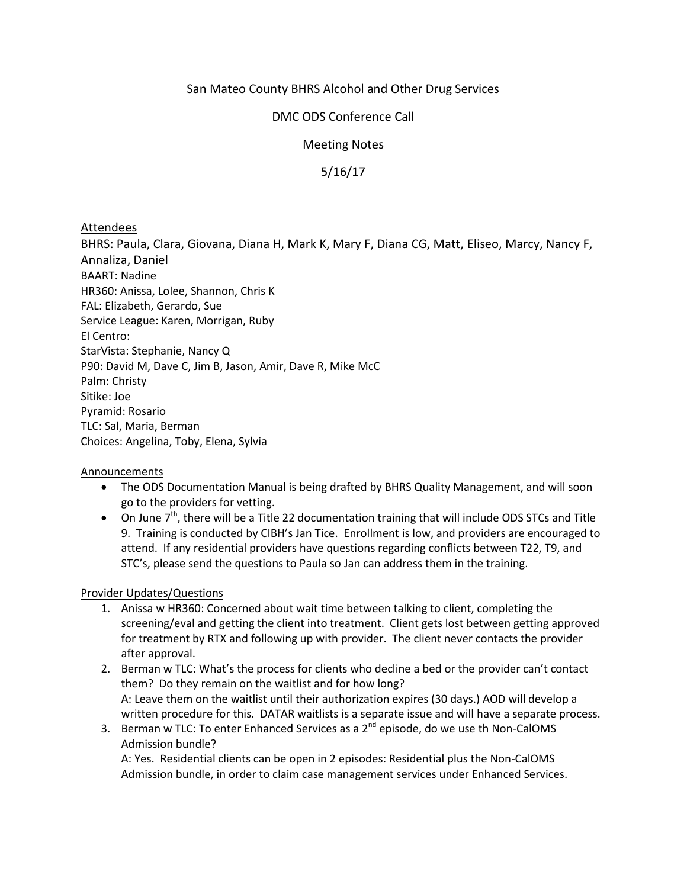San Mateo County BHRS Alcohol and Other Drug Services

DMC ODS Conference Call

Meeting Notes

5/16/17

## Attendees

BHRS: Paula, Clara, Giovana, Diana H, Mark K, Mary F, Diana CG, Matt, Eliseo, Marcy, Nancy F, Annaliza, Daniel
BAART: Nadine
HR360: Anissa, Lolee, Shannon, Chris K
FAL: Elizabeth, Gerardo, Sue
Service League: Karen, Morrigan, Ruby
El Centro:
StarVista: Stephanie, Nancy Q
P90: David M, Dave C, Jim B, Jason, Amir, Dave R, Mike McC
Palm: Christy
Sitike: Joe
Pyramid: Rosario
TLC: Sal, Maria, Berman
Choices: Angelina, Toby, Elena, Sylvia

## Announcements

- The ODS Documentation Manual is being drafted by BHRS Quality Management, and will soon go to the providers for vetting.
- On June 7th, there will be a Title 22 documentation training that will include ODS STCs and Title 9. Training is conducted by CIBH's Jan Tice. Enrollment is low, and providers are encouraged to attend. If any residential providers have questions regarding conflicts between T22, T9, and STC's, please send the questions to Paula so Jan can address them in the training.

## Provider Updates/Questions

1. Anissa w HR360: Concerned about wait time between talking to client, completing the screening/eval and getting the client into treatment. Client gets lost between getting approved for treatment by RTX and following up with provider. The client never contacts the provider after approval.
2. Berman w TLC: What's the process for clients who decline a bed or the provider can't contact them? Do they remain on the waitlist and for how long?
   A: Leave them on the waitlist until their authorization expires (30 days.) AOD will develop a written procedure for this. DATAR waitlists is a separate issue and will have a separate process.
3. Berman w TLC: To enter Enhanced Services as a 2nd episode, do we use th Non-CalOMS Admission bundle?
   A: Yes. Residential clients can be open in 2 episodes: Residential plus the Non-CalOMS Admission bundle, in order to claim case management services under Enhanced Services.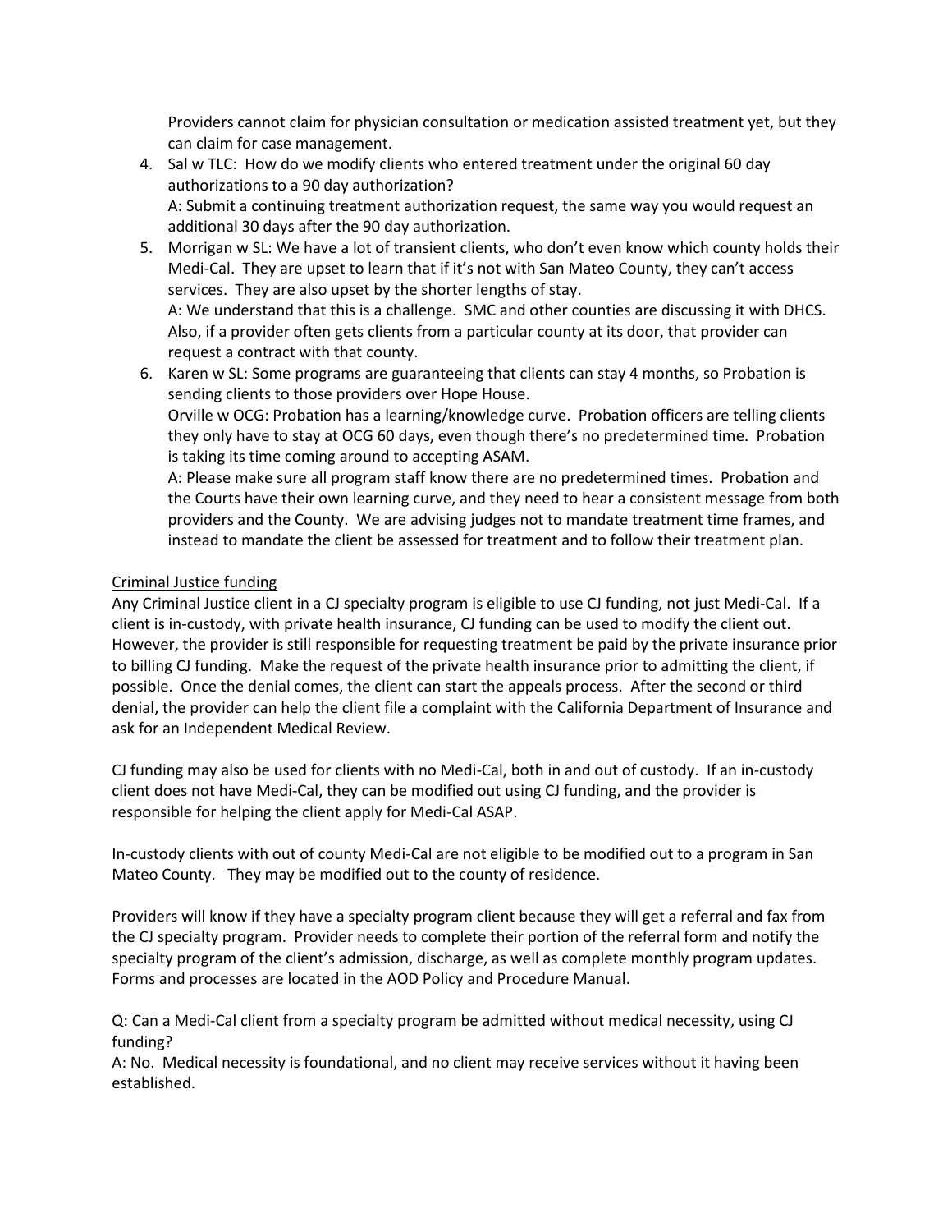Providers cannot claim for physician consultation or medication assisted treatment yet, but they can claim for case management.

4. Sal w TLC: How do we modify clients who entered treatment under the original 60 day authorizations to a 90 day authorization?
   A: Submit a continuing treatment authorization request, the same way you would request an additional 30 days after the 90 day authorization.
5. Morrigan w SL: We have a lot of transient clients, who don't even know which county holds their Medi-Cal. They are upset to learn that if it's not with San Mateo County, they can't access services. They are also upset by the shorter lengths of stay.
   A: We understand that this is a challenge. SMC and other counties are discussing it with DHCS. Also, if a provider often gets clients from a particular county at its door, that provider can request a contract with that county.
6. Karen w SL: Some programs are guaranteeing that clients can stay 4 months, so Probation is sending clients to those providers over Hope House.
   Orville w OCG: Probation has a learning/knowledge curve. Probation officers are telling clients they only have to stay at OCG 60 days, even though there's no predetermined time. Probation is taking its time coming around to accepting ASAM.
   A: Please make sure all program staff know there are no predetermined times. Probation and the Courts have their own learning curve, and they need to hear a consistent message from both providers and the County. We are advising judges not to mandate treatment time frames, and instead to mandate the client be assessed for treatment and to follow their treatment plan.

<u>Criminal Justice funding</u>

Any Criminal Justice client in a CJ specialty program is eligible to use CJ funding, not just Medi-Cal. If a client is in-custody, with private health insurance, CJ funding can be used to modify the client out. However, the provider is still responsible for requesting treatment be paid by the private insurance prior to billing CJ funding. Make the request of the private health insurance prior to admitting the client, if possible. Once the denial comes, the client can start the appeals process. After the second or third denial, the provider can help the client file a complaint with the California Department of Insurance and ask for an Independent Medical Review.

CJ funding may also be used for clients with no Medi-Cal, both in and out of custody. If an in-custody client does not have Medi-Cal, they can be modified out using CJ funding, and the provider is responsible for helping the client apply for Medi-Cal ASAP.

In-custody clients with out of county Medi-Cal are not eligible to be modified out to a program in San Mateo County. They may be modified out to the county of residence.

Providers will know if they have a specialty program client because they will get a referral and fax from the CJ specialty program. Provider needs to complete their portion of the referral form and notify the specialty program of the client's admission, discharge, as well as complete monthly program updates. Forms and processes are located in the AOD Policy and Procedure Manual.

Q: Can a Medi-Cal client from a specialty program be admitted without medical necessity, using CJ funding?
A: No. Medical necessity is foundational, and no client may receive services without it having been established.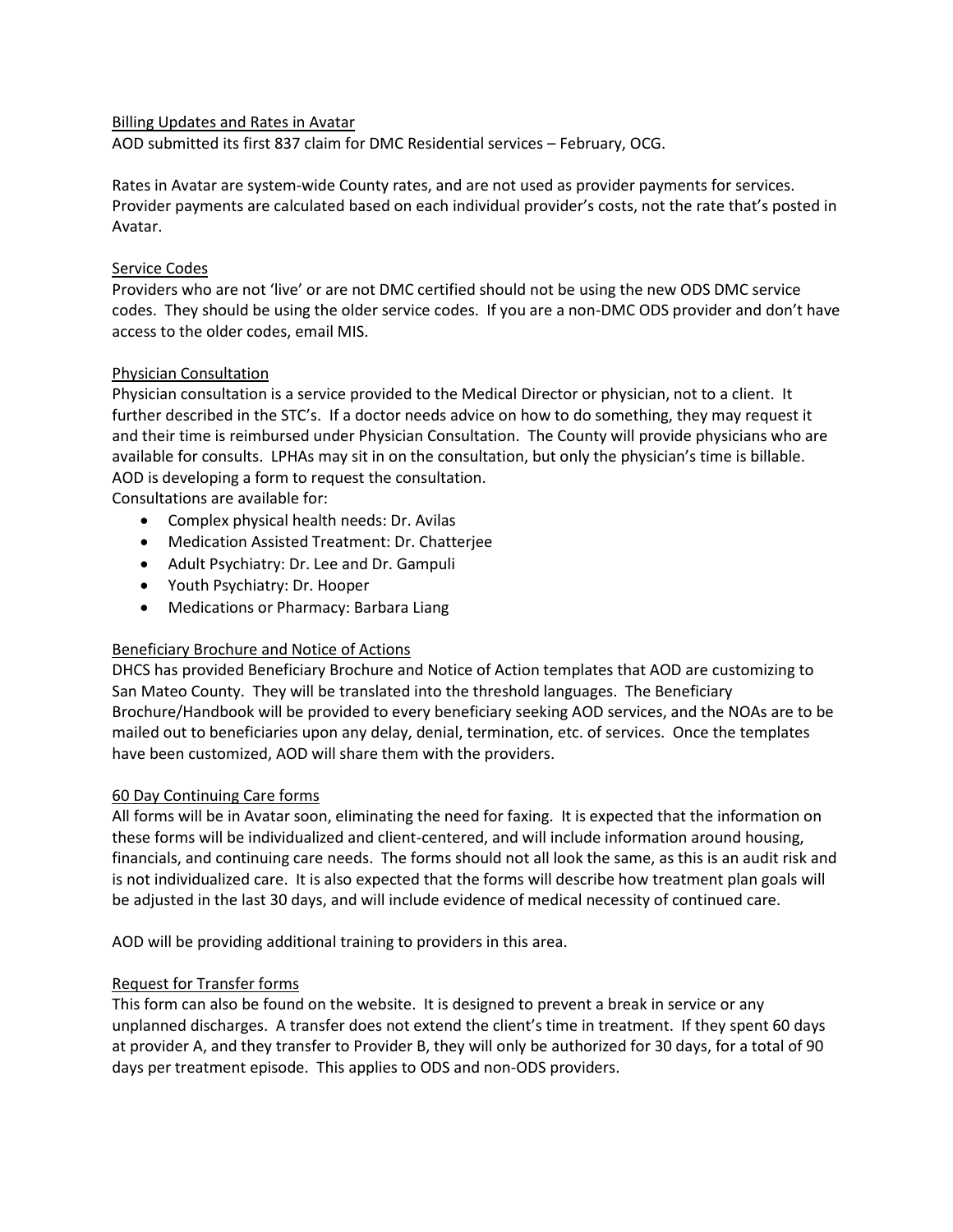<u>Billing Updates and Rates in Avatar</u>

AOD submitted its first 837 claim for DMC Residential services – February, OCG.

Rates in Avatar are system-wide County rates, and are not used as provider payments for services. Provider payments are calculated based on each individual provider's costs, not the rate that's posted in Avatar.

<u>Service Codes</u>

Providers who are not 'live' or are not DMC certified should not be using the new ODS DMC service codes. They should be using the older service codes. If you are a non-DMC ODS provider and don't have access to the older codes, email MIS.

<u>Physician Consultation</u>

Physician consultation is a service provided to the Medical Director or physician, not to a client. It further described in the STC's. If a doctor needs advice on how to do something, they may request it and their time is reimbursed under Physician Consultation. The County will provide physicians who are available for consults. LPHAs may sit in on the consultation, but only the physician's time is billable. AOD is developing a form to request the consultation.

Consultations are available for:

- Complex physical health needs: Dr. Avilas
- Medication Assisted Treatment: Dr. Chatterjee
- Adult Psychiatry: Dr. Lee and Dr. Gampuli
- Youth Psychiatry: Dr. Hooper
- Medications or Pharmacy: Barbara Liang

<u>Beneficiary Brochure and Notice of Actions</u>

DHCS has provided Beneficiary Brochure and Notice of Action templates that AOD are customizing to San Mateo County. They will be translated into the threshold languages. The Beneficiary Brochure/Handbook will be provided to every beneficiary seeking AOD services, and the NOAs are to be mailed out to beneficiaries upon any delay, denial, termination, etc. of services. Once the templates have been customized, AOD will share them with the providers.

<u>60 Day Continuing Care forms</u>

All forms will be in Avatar soon, eliminating the need for faxing. It is expected that the information on these forms will be individualized and client-centered, and will include information around housing, financials, and continuing care needs. The forms should not all look the same, as this is an audit risk and is not individualized care. It is also expected that the forms will describe how treatment plan goals will be adjusted in the last 30 days, and will include evidence of medical necessity of continued care.

AOD will be providing additional training to providers in this area.

<u>Request for Transfer forms</u>

This form can also be found on the website. It is designed to prevent a break in service or any unplanned discharges. A transfer does not extend the client's time in treatment. If they spent 60 days at provider A, and they transfer to Provider B, they will only be authorized for 30 days, for a total of 90 days per treatment episode. This applies to ODS and non-ODS providers.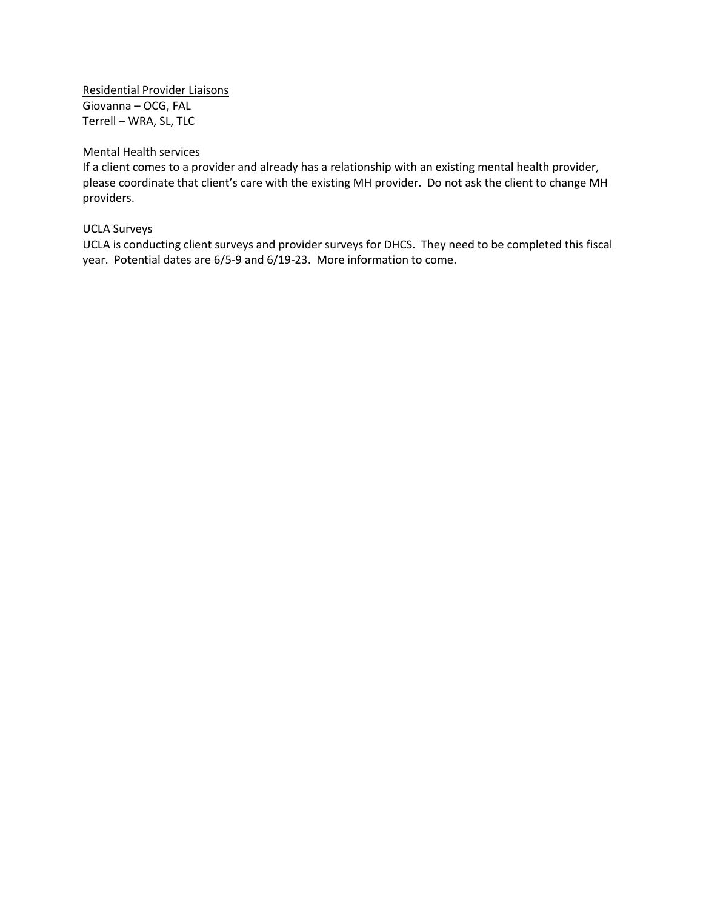<u>Residential Provider Liaisons</u>
Giovanna – OCG, FAL
Terrell – WRA, SL, TLC

<u>Mental Health services</u>
If a client comes to a provider and already has a relationship with an existing mental health provider, please coordinate that client's care with the existing MH provider. Do not ask the client to change MH providers.

<u>UCLA Surveys</u>
UCLA is conducting client surveys and provider surveys for DHCS. They need to be completed this fiscal year. Potential dates are 6/5-9 and 6/19-23. More information to come.